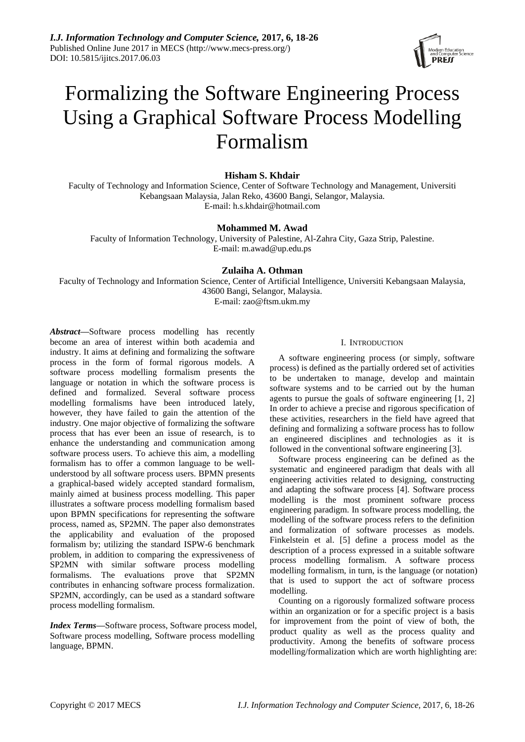# Formalizing the Software Engineering Process Using a Graphical Software Process Modelling Formalism

**Hisham S. Khdair**

Faculty of Technology and Information Science, Center of Software Technology and Management, Universiti Kebangsaan Malaysia, Jalan Reko, 43600 Bangi, Selangor, Malaysia.
E-mail: h.s.khdair@hotmail.com

**Mohammed M. Awad**

Faculty of Information Technology, University of Palestine, Al-Zahra City, Gaza Strip, Palestine.
E-mail: m.awad@up.edu.ps

**Zulaiha A. Othman**

Faculty of Technology and Information Science, Center of Artificial Intelligence, Universiti Kebangsaan Malaysia, 43600 Bangi, Selangor, Malaysia.
E-mail: zao@ftsm.ukm.my

***Abstract*—**Software process modelling has recently become an area of interest within both academia and industry. It aims at defining and formalizing the software process in the form of formal rigorous models. A software process modelling formalism presents the language or notation in which the software process is defined and formalized. Several software process modelling formalisms have been introduced lately, however, they have failed to gain the attention of the industry. One major objective of formalizing the software process that has ever been an issue of research, is to enhance the understanding and communication among software process users. To achieve this aim, a modelling formalism has to offer a common language to be well-understood by all software process users. BPMN presents a graphical-based widely accepted standard formalism, mainly aimed at business process modelling. This paper illustrates a software process modelling formalism based upon BPMN specifications for representing the software process, named as, SP2MN. The paper also demonstrates the applicability and evaluation of the proposed formalism by; utilizing the standard ISPW-6 benchmark problem, in addition to comparing the expressiveness of SP2MN with similar software process modelling formalisms. The evaluations prove that SP2MN contributes in enhancing software process formalization. SP2MN, accordingly, can be used as a standard software process modelling formalism.

***Index Terms*—**Software process, Software process model, Software process modelling, Software process modelling language, BPMN.

## I. Introduction

A software engineering process (or simply, software process) is defined as the partially ordered set of activities to be undertaken to manage, develop and maintain software systems and to be carried out by the human agents to pursue the goals of software engineering [1, 2] In order to achieve a precise and rigorous specification of these activities, researchers in the field have agreed that defining and formalizing a software process has to follow an engineered disciplines and technologies as it is followed in the conventional software engineering [3].

Software process engineering can be defined as the systematic and engineered paradigm that deals with all engineering activities related to designing, constructing and adapting the software process [4]. Software process modelling is the most prominent software process engineering paradigm. In software process modelling, the modelling of the software process refers to the definition and formalization of software processes as models. Finkelstein et al. [5] define a process model as the description of a process expressed in a suitable software process modelling formalism. A software process modelling formalism, in turn, is the language (or notation) that is used to support the act of software process modelling.

Counting on a rigorously formalized software process within an organization or for a specific project is a basis for improvement from the point of view of both, the product quality as well as the process quality and productivity. Among the benefits of software process modelling/formalization which are worth highlighting are: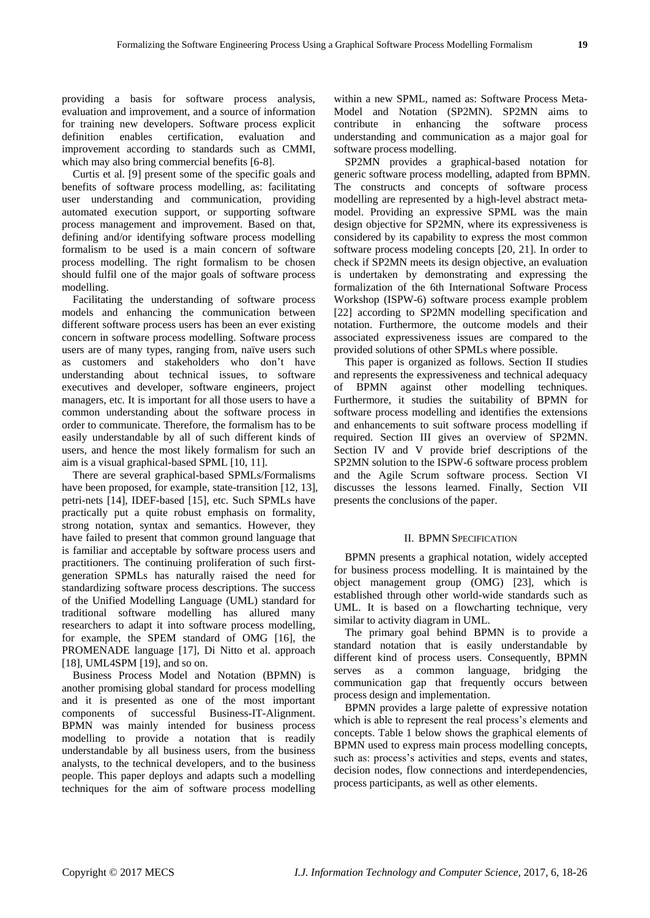providing a basis for software process analysis, evaluation and improvement, and a source of information for training new developers. Software process explicit definition enables certification, evaluation and improvement according to standards such as CMMI, which may also bring commercial benefits [6-8].

Curtis et al. [9] present some of the specific goals and benefits of software process modelling, as: facilitating user understanding and communication, providing automated execution support, or supporting software process management and improvement. Based on that, defining and/or identifying software process modelling formalism to be used is a main concern of software process modelling. The right formalism to be chosen should fulfil one of the major goals of software process modelling.

Facilitating the understanding of software process models and enhancing the communication between different software process users has been an ever existing concern in software process modelling. Software process users are of many types, ranging from, naïve users such as customers and stakeholders who don't have understanding about technical issues, to software executives and developer, software engineers, project managers, etc. It is important for all those users to have a common understanding about the software process in order to communicate. Therefore, the formalism has to be easily understandable by all of such different kinds of users, and hence the most likely formalism for such an aim is a visual graphical-based SPML [10, 11].

There are several graphical-based SPMLs/Formalisms have been proposed, for example, state-transition [12, 13], petri-nets [14], IDEF-based [15], etc. Such SPMLs have practically put a quite robust emphasis on formality, strong notation, syntax and semantics. However, they have failed to present that common ground language that is familiar and acceptable by software process users and practitioners. The continuing proliferation of such first-generation SPMLs has naturally raised the need for standardizing software process descriptions. The success of the Unified Modelling Language (UML) standard for traditional software modelling has allured many researchers to adapt it into software process modelling, for example, the SPEM standard of OMG [16], the PROMENADE language [17], Di Nitto et al. approach [18], UML4SPM [19], and so on.

Business Process Model and Notation (BPMN) is another promising global standard for process modelling and it is presented as one of the most important components of successful Business-IT-Alignment. BPMN was mainly intended for business process modelling to provide a notation that is readily understandable by all business users, from the business analysts, to the technical developers, and to the business people. This paper deploys and adapts such a modelling techniques for the aim of software process modelling within a new SPML, named as: Software Process Meta-Model and Notation (SP2MN). SP2MN aims to contribute in enhancing the software process understanding and communication as a major goal for software process modelling.

SP2MN provides a graphical-based notation for generic software process modelling, adapted from BPMN. The constructs and concepts of software process modelling are represented by a high-level abstract meta-model. Providing an expressive SPML was the main design objective for SP2MN, where its expressiveness is considered by its capability to express the most common software process modeling concepts [20, 21]. In order to check if SP2MN meets its design objective, an evaluation is undertaken by demonstrating and expressing the formalization of the 6th International Software Process Workshop (ISPW-6) software process example problem [22] according to SP2MN modelling specification and notation. Furthermore, the outcome models and their associated expressiveness issues are compared to the provided solutions of other SPMLs where possible.

This paper is organized as follows. Section II studies and represents the expressiveness and technical adequacy of BPMN against other modelling techniques. Furthermore, it studies the suitability of BPMN for software process modelling and identifies the extensions and enhancements to suit software process modelling if required. Section III gives an overview of SP2MN. Section IV and V provide brief descriptions of the SP2MN solution to the ISPW-6 software process problem and the Agile Scrum software process. Section VI discusses the lessons learned. Finally, Section VII presents the conclusions of the paper.

## II. BPMN SPECIFICATION

BPMN presents a graphical notation, widely accepted for business process modelling. It is maintained by the object management group (OMG) [23], which is established through other world-wide standards such as UML. It is based on a flowcharting technique, very similar to activity diagram in UML.

The primary goal behind BPMN is to provide a standard notation that is easily understandable by different kind of process users. Consequently, BPMN serves as a common language, bridging the communication gap that frequently occurs between process design and implementation.

BPMN provides a large palette of expressive notation which is able to represent the real process's elements and concepts. Table 1 below shows the graphical elements of BPMN used to express main process modelling concepts, such as: process's activities and steps, events and states, decision nodes, flow connections and interdependencies, process participants, as well as other elements.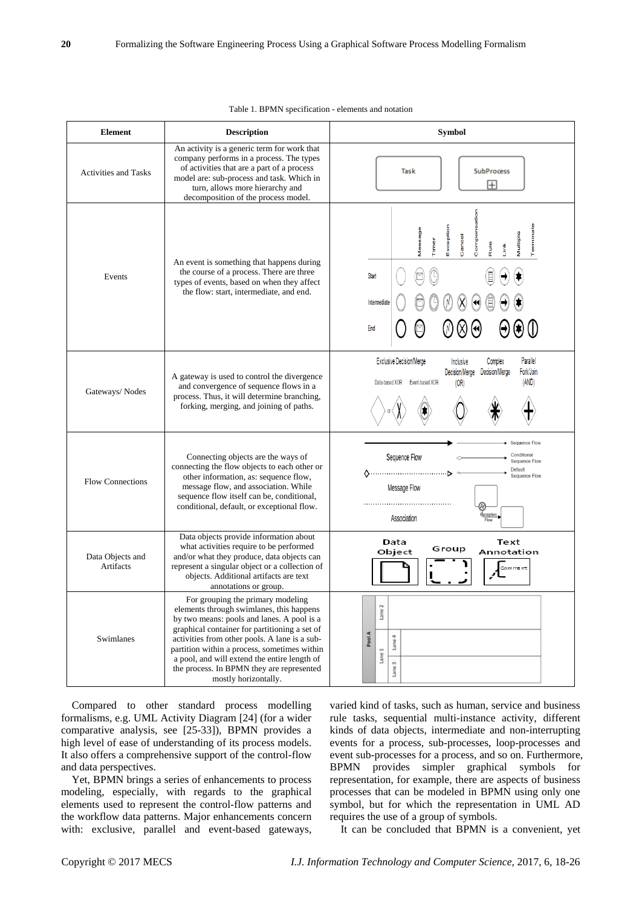Table 1. BPMN specification - elements and notation

| Element | Description | Symbol |
|---|---|---|
| Activities and Tasks | An activity is a generic term for work that company performs in a process. The types of activities that are a part of a process model are: sub-process and task. Which in turn, allows more hierarchy and decomposition of the process model. | Task, SubProcess |
| Events | An event is something that happens during the course of a process. There are three types of events, based on when they affect the flow: start, intermediate, and end. | Start, Intermediate, End; Message, Timer, Exception, Cancel, Compensation, Rule, Link, Multiple, Terminate |
| Gateways/ Nodes | A gateway is used to control the divergence and convergence of sequence flows in a process. Thus, it will determine branching, forking, merging, and joining of paths. | Exclusive Decision/Merge (Data-based XOR, Event-based XOR), Inclusive Decision/Merge (OR), Complex Decision/Merge, Parallel Fork/Join (AND) |
| Flow Connections | Connecting objects are the ways of connecting the flow objects to each other or other information, as: sequence flow, message flow, and association. While sequence flow itself can be, conditional, conditional, default, or exceptional flow. | Sequence Flow, Message Flow, Association, Conditional Sequence Flow, Default Sequence Flow, Exception Flow |
| Data Objects and Artifacts | Data objects provide information about what activities require to be performed and/or what they produce, data objects can represent a singular object or a collection of objects. Additional artifacts are text annotations or group. | Data Object, Group, Text Annotation |
| Swimlanes | For grouping the primary modeling elements through swimlanes, this happens by two means: pools and lanes. A pool is a graphical container for partitioning a set of activities from other pools. A lane is a sub-partition within a process, sometimes within a pool, and will extend the entire length of the process. In BPMN they are represented mostly horizontally. | Pool A, Lane 1, Lane 2, Lane 3, Lane 4 |

Compared to other standard process modelling formalisms, e.g. UML Activity Diagram [24] (for a wider comparative analysis, see [25-33]), BPMN provides a high level of ease of understanding of its process models. It also offers a comprehensive support of the control-flow and data perspectives.

Yet, BPMN brings a series of enhancements to process modeling, especially, with regards to the graphical elements used to represent the control-flow patterns and the workflow data patterns. Major enhancements concern with: exclusive, parallel and event-based gateways, varied kind of tasks, such as human, service and business rule tasks, sequential multi-instance activity, different kinds of data objects, intermediate and non-interrupting events for a process, sub-processes, loop-processes and event sub-processes for a process, and so on. Furthermore, BPMN provides simpler graphical symbols for representation, for example, there are aspects of business processes that can be modeled in BPMN using only one symbol, but for which the representation in UML AD requires the use of a group of symbols.

It can be concluded that BPMN is a convenient, yet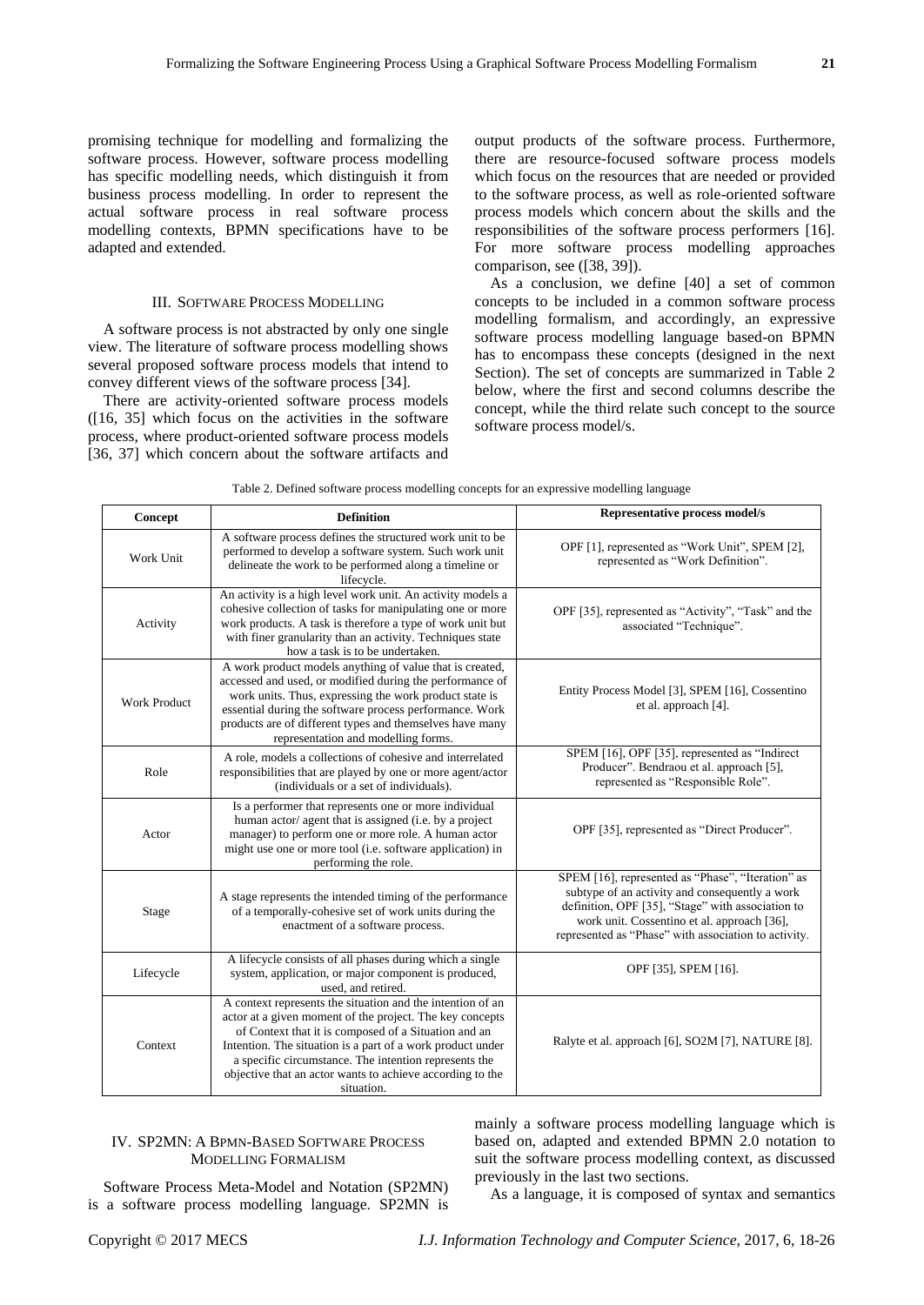promising technique for modelling and formalizing the software process. However, software process modelling has specific modelling needs, which distinguish it from business process modelling. In order to represent the actual software process in real software process modelling contexts, BPMN specifications have to be adapted and extended.

## III. Software Process Modelling

A software process is not abstracted by only one single view. The literature of software process modelling shows several proposed software process models that intend to convey different views of the software process [34].

There are activity-oriented software process models ([16, 35] which focus on the activities in the software process, where product-oriented software process models [36, 37] which concern about the software artifacts and output products of the software process. Furthermore, there are resource-focused software process models which focus on the resources that are needed or provided to the software process, as well as role-oriented software process models which concern about the skills and the responsibilities of the software process performers [16]. For more software process modelling approaches comparison, see ([38, 39]).

As a conclusion, we define [40] a set of common concepts to be included in a common software process modelling formalism, and accordingly, an expressive software process modelling language based-on BPMN has to encompass these concepts (designed in the next Section). The set of concepts are summarized in Table 2 below, where the first and second columns describe the concept, while the third relate such concept to the source software process model/s.

Table 2. Defined software process modelling concepts for an expressive modelling language

| Concept | Definition | Representative process model/s |
|---|---|---|
| Work Unit | A software process defines the structured work unit to be performed to develop a software system. Such work unit delineate the work to be performed along a timeline or lifecycle. | OPF [1], represented as "Work Unit", SPEM [2], represented as "Work Definition". |
| Activity | An activity is a high level work unit. An activity models a cohesive collection of tasks for manipulating one or more work products. A task is therefore a type of work unit but with finer granularity than an activity. Techniques state how a task is to be undertaken. | OPF [35], represented as "Activity", "Task" and the associated "Technique". |
| Work Product | A work product models anything of value that is created, accessed and used, or modified during the performance of work units. Thus, expressing the work product state is essential during the software process performance. Work products are of different types and themselves have many representation and modelling forms. | Entity Process Model [3], SPEM [16], Cossentino et al. approach [4]. |
| Role | A role, models a collections of cohesive and interrelated responsibilities that are played by one or more agent/actor (individuals or a set of individuals). | SPEM [16], OPF [35], represented as "Indirect Producer". Bendraou et al. approach [5], represented as "Responsible Role". |
| Actor | Is a performer that represents one or more individual human actor/ agent that is assigned (i.e. by a project manager) to perform one or more role. A human actor might use one or more tool (i.e. software application) in performing the role. | OPF [35], represented as "Direct Producer". |
| Stage | A stage represents the intended timing of the performance of a temporally-cohesive set of work units during the enactment of a software process. | SPEM [16], represented as "Phase", "Iteration" as subtype of an activity and consequently a work definition, OPF [35], "Stage" with association to work unit. Cossentino et al. approach [36], represented as "Phase" with association to activity. |
| Lifecycle | A lifecycle consists of all phases during which a single system, application, or major component is produced, used, and retired. | OPF [35], SPEM [16]. |
| Context | A context represents the situation and the intention of an actor at a given moment of the project. The key concepts of Context that it is composed of a Situation and an Intention. The situation is a part of a work product under a specific circumstance. The intention represents the objective that an actor wants to achieve according to the situation. | Ralyte et al. approach [6], SO2M [7], NATURE [8]. |

## IV. SP2MN: A BPMN-Based Software Process Modelling Formalism

Software Process Meta-Model and Notation (SP2MN) is a software process modelling language. SP2MN is mainly a software process modelling language which is based on, adapted and extended BPMN 2.0 notation to suit the software process modelling context, as discussed previously in the last two sections.

As a language, it is composed of syntax and semantics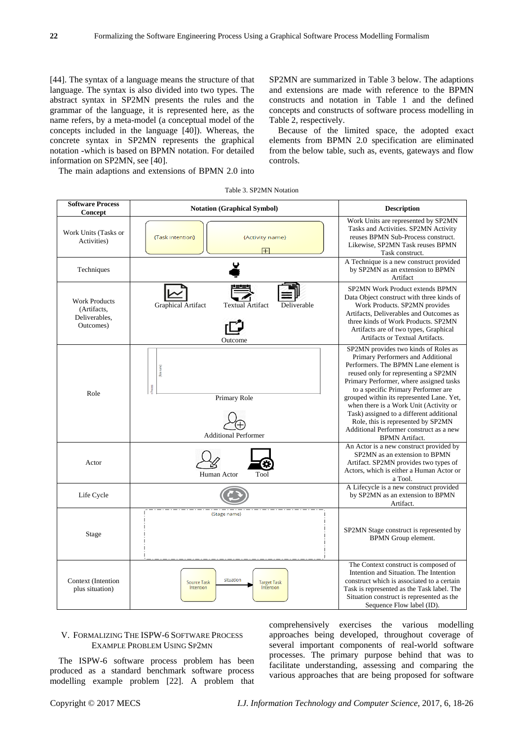[44]. The syntax of a language means the structure of that language. The syntax is also divided into two types. The abstract syntax in SP2MN presents the rules and the grammar of the language, it is represented here, as the name refers, by a meta-model (a conceptual model of the concepts included in the language [40]). Whereas, the concrete syntax in SP2MN represents the graphical notation -which is based on BPMN notation. For detailed information on SP2MN, see [40].

The main adaptions and extensions of BPMN 2.0 into SP2MN are summarized in Table 3 below. The adaptions and extensions are made with reference to the BPMN constructs and notation in Table 1 and the defined concepts and constructs of software process modelling in Table 2, respectively.

Because of the limited space, the adopted exact elements from BPMN 2.0 specification are eliminated from the below table, such as, events, gateways and flow controls.

Table 3. SP2MN Notation

| Software Process Concept | Notation (Graphical Symbol) | Description |
|---|---|---|
| Work Units (Tasks or Activities) | {Task intention} {Activity name} | Work Units are represented by SP2MN Tasks and Activities. SP2MN Activity reuses BPMN Sub-Process construct. Likewise, SP2MN Task reuses BPMN Task construct. |
| Techniques | | A Technique is a new construct provided by SP2MN as an extension to BPMN Artifact |
| Work Products (Artifacts, Deliverables, Outcomes) | Graphical Artifact, Textual Artifact, Deliverable, Outcome | SP2MN Work Product extends BPMN Data Object construct with three kinds of Work Products. SP2MN provides Artifacts, Deliverables and Outcomes as three kinds of Work Products. SP2MN Artifacts are of two types, Graphical Artifacts or Textual Artifacts. |
| Role | Primary Role, Additional Performer | SP2MN provides two kinds of Roles as Primary Performers and Additional Performers. The BPMN Lane element is reused only for representing a SP2MN Primary Performer, where assigned tasks to a specific Primary Performer are grouped within its represented Lane. Yet, when there is a Work Unit (Activity or Task) assigned to a different additional Role, this is represented by SP2MN Additional Performer construct as a new BPMN Artifact. |
| Actor | Human Actor, Tool | An Actor is a new construct provided by SP2MN as an extension to BPMN Artifact. SP2MN provides two types of Actors, which is either a Human Actor or a Tool. |
| Life Cycle | | A Lifecycle is a new construct provided by SP2MN as an extension to BPMN Artifact. |
| Stage | {Stage name} | SP2MN Stage construct is represented by BPMN Group element. |
| Context (Intention plus situation) | Source Task Intention —situation→ Target Task Intention | The Context construct is composed of Intention and Situation. The Intention construct which is associated to a certain Task is represented as the Task label. The Situation construct is represented as the Sequence Flow label (ID). |

## V. Formalizing The ISPW-6 Software Process Example Problem Using Sp2mn

The ISPW-6 software process problem has been produced as a standard benchmark software process modelling example problem [22]. A problem that comprehensively exercises the various modelling approaches being developed, throughout coverage of several important components of real-world software processes. The primary purpose behind that was to facilitate understanding, assessing and comparing the various approaches that are being proposed for software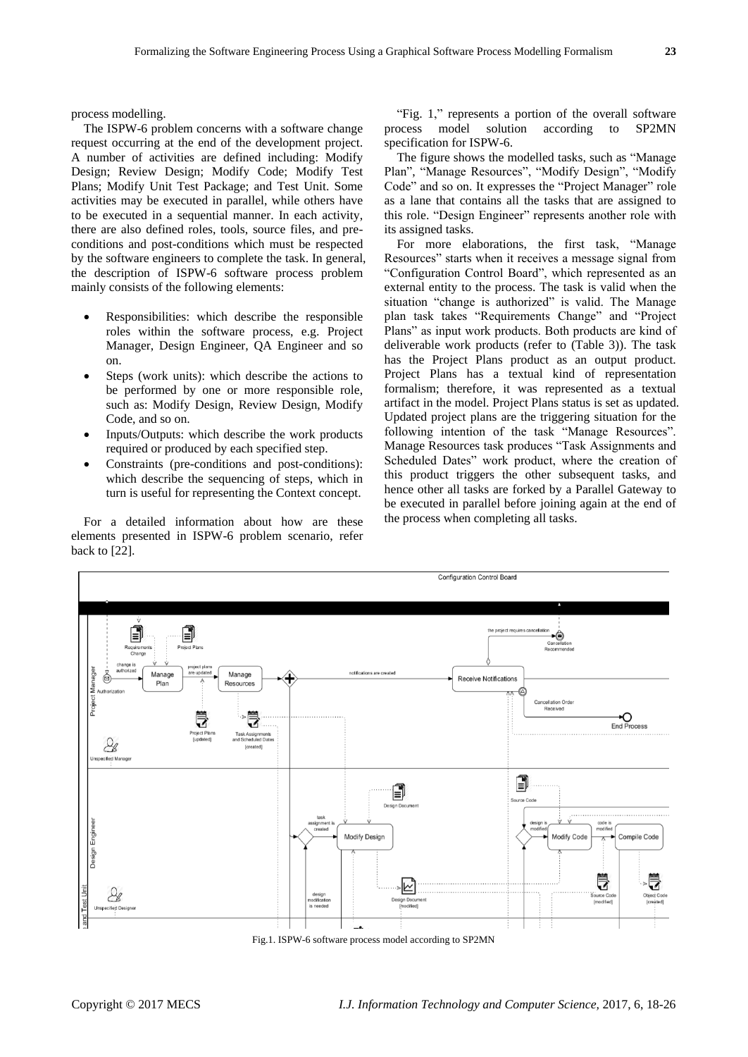process modelling.

The ISPW-6 problem concerns with a software change request occurring at the end of the development project. A number of activities are defined including: Modify Design; Review Design; Modify Code; Modify Test Plans; Modify Unit Test Package; and Test Unit. Some activities may be executed in parallel, while others have to be executed in a sequential manner. In each activity, there are also defined roles, tools, source files, and pre-conditions and post-conditions which must be respected by the software engineers to complete the task. In general, the description of ISPW-6 software process problem mainly consists of the following elements:

- Responsibilities: which describe the responsible roles within the software process, e.g. Project Manager, Design Engineer, QA Engineer and so on.
- Steps (work units): which describe the actions to be performed by one or more responsible role, such as: Modify Design, Review Design, Modify Code, and so on.
- Inputs/Outputs: which describe the work products required or produced by each specified step.
- Constraints (pre-conditions and post-conditions): which describe the sequencing of steps, which in turn is useful for representing the Context concept.

For a detailed information about how are these elements presented in ISPW-6 problem scenario, refer back to [22].

"Fig. 1," represents a portion of the overall software process model solution according to SP2MN specification for ISPW-6.

The figure shows the modelled tasks, such as "Manage Plan", "Manage Resources", "Modify Design", "Modify Code" and so on. It expresses the "Project Manager" role as a lane that contains all the tasks that are assigned to this role. "Design Engineer" represents another role with its assigned tasks.

For more elaborations, the first task, "Manage Resources" starts when it receives a message signal from "Configuration Control Board", which represented as an external entity to the process. The task is valid when the situation "change is authorized" is valid. The Manage plan task takes "Requirements Change" and "Project Plans" as input work products. Both products are kind of deliverable work products (refer to (Table 3)). The task has the Project Plans product as an output product. Project Plans has a textual kind of representation formalism; therefore, it was represented as a textual artifact in the model. Project Plans status is set as updated. Updated project plans are the triggering situation for the following intention of the task "Manage Resources". Manage Resources task produces "Task Assignments and Scheduled Dates" work product, where the creation of this product triggers the other subsequent tasks, and hence other all tasks are forked by a Parallel Gateway to be executed in parallel before joining again at the end of the process when completing all tasks.

Fig.1. ISPW-6 software process model according to SP2MN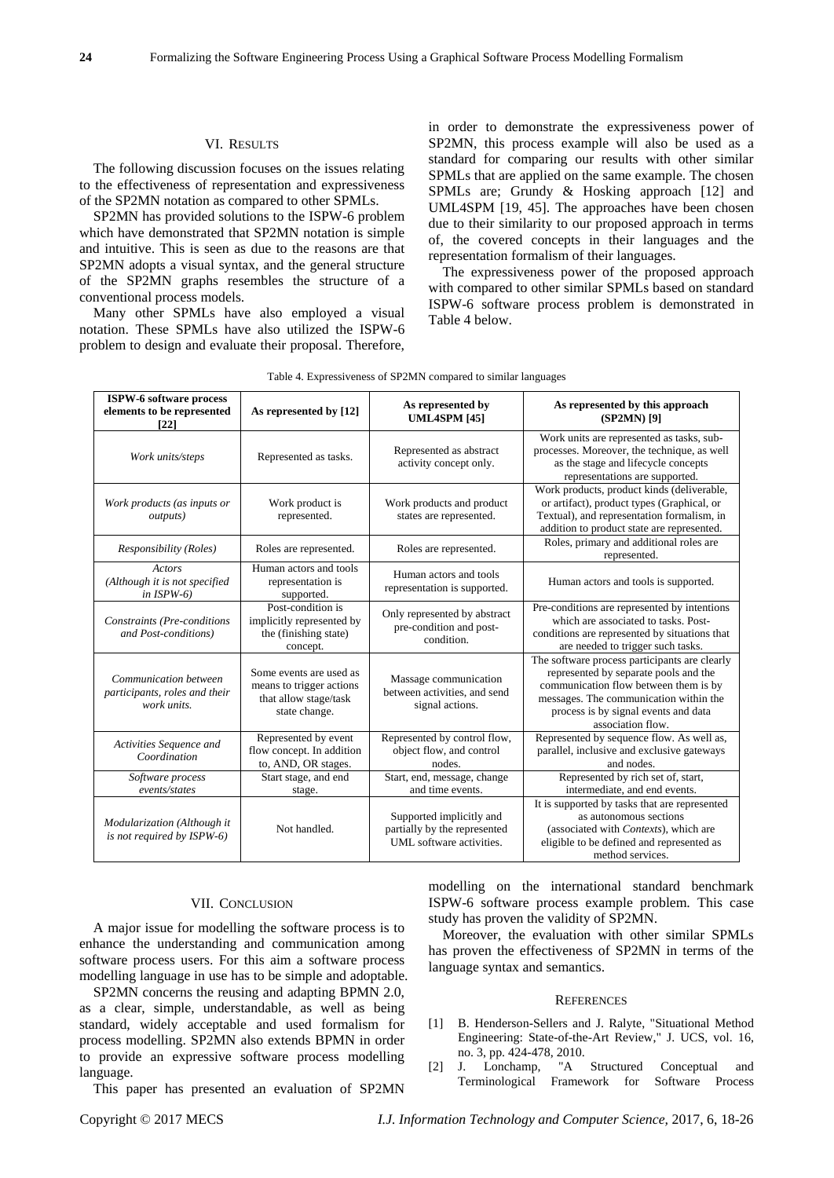## VI. Results

The following discussion focuses on the issues relating to the effectiveness of representation and expressiveness of the SP2MN notation as compared to other SPMLs.

SP2MN has provided solutions to the ISPW-6 problem which have demonstrated that SP2MN notation is simple and intuitive. This is seen as due to the reasons are that SP2MN adopts a visual syntax, and the general structure of the SP2MN graphs resembles the structure of a conventional process models.

Many other SPMLs have also employed a visual notation. These SPMLs have also utilized the ISPW-6 problem to design and evaluate their proposal. Therefore, in order to demonstrate the expressiveness power of SP2MN, this process example will also be used as a standard for comparing our results with other similar SPMLs that are applied on the same example. The chosen SPMLs are; Grundy & Hosking approach [12] and UML4SPM [19, 45]. The approaches have been chosen due to their similarity to our proposed approach in terms of, the covered concepts in their languages and the representation formalism of their languages.

The expressiveness power of the proposed approach with compared to other similar SPMLs based on standard ISPW-6 software process problem is demonstrated in Table 4 below.

Table 4. Expressiveness of SP2MN compared to similar languages

| **ISPW-6 software process elements to be represented [22]** | **As represented by [12]** | **As represented by UML4SPM [45]** | **As represented by this approach (SP2MN) [9]** |
|---|---|---|---|
| *Work units/steps* | Represented as tasks. | Represented as abstract activity concept only. | Work units are represented as tasks, sub-processes. Moreover, the technique, as well as the stage and lifecycle concepts representations are supported. |
| *Work products (as inputs or outputs)* | Work product is represented. | Work products and product states are represented. | Work products, product kinds (deliverable, or artifact), product types (Graphical, or Textual), and representation formalism, in addition to product state are represented. |
| *Responsibility (Roles)* | Roles are represented. | Roles are represented. | Roles, primary and additional roles are represented. |
| *Actors (Although it is not specified in ISPW-6)* | Human actors and tools representation is supported. | Human actors and tools representation is supported. | Human actors and tools is supported. |
| *Constraints (Pre-conditions and Post-conditions)* | Post-condition is implicitly represented by the (finishing state) concept. | Only represented by abstract pre-condition and post-condition. | Pre-conditions are represented by intentions which are associated to tasks. Post-conditions are represented by situations that are needed to trigger such tasks. |
| *Communication between participants, roles and their work units.* | Some events are used as means to trigger actions that allow stage/task state change. | Massage communication between activities, and send signal actions. | The software process participants are clearly represented by separate pools and the communication flow between them is by messages. The communication within the process is by signal events and data association flow. |
| *Activities Sequence and Coordination* | Represented by event flow concept. In addition to, AND, OR stages. | Represented by control flow, object flow, and control nodes. | Represented by sequence flow. As well as, parallel, inclusive and exclusive gateways and nodes. |
| *Software process events/states* | Start stage, and end stage. | Start, end, message, change and time events. | Represented by rich set of, start, intermediate, and end events. |
| *Modularization (Although it is not required by ISPW-6)* | Not handled. | Supported implicitly and partially by the represented UML software activities. | It is supported by tasks that are represented as autonomous sections (associated with *Contexts*), which are eligible to be defined and represented as method services. |

## VII. Conclusion

A major issue for modelling the software process is to enhance the understanding and communication among software process users. For this aim a software process modelling language in use has to be simple and adoptable.

SP2MN concerns the reusing and adapting BPMN 2.0, as a clear, simple, understandable, as well as being standard, widely acceptable and used formalism for process modelling. SP2MN also extends BPMN in order to provide an expressive software process modelling language.

This paper has presented an evaluation of SP2MN modelling on the international standard benchmark ISPW-6 software process example problem. This case study has proven the validity of SP2MN.

Moreover, the evaluation with other similar SPMLs has proven the effectiveness of SP2MN in terms of the language syntax and semantics.

## References

[1] B. Henderson-Sellers and J. Ralyte, "Situational Method Engineering: State-of-the-Art Review," J. UCS, vol. 16, no. 3, pp. 424-478, 2010.

[2] J. Lonchamp, "A Structured Conceptual and Terminological Framework for Software Process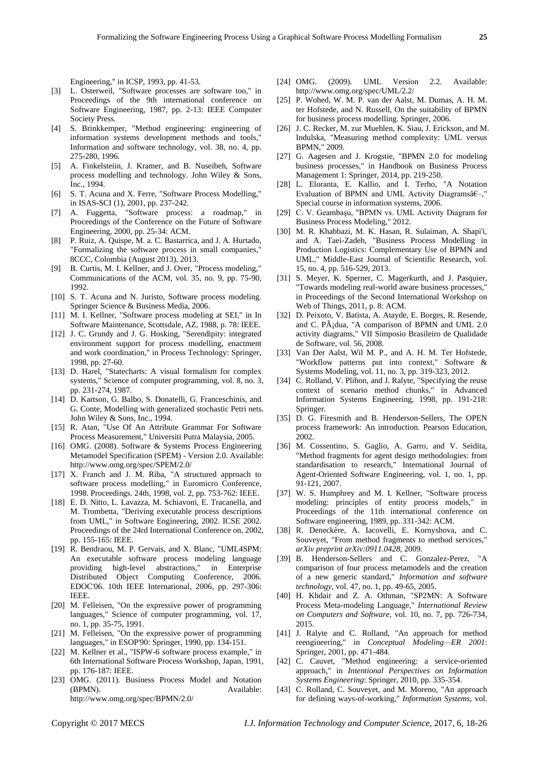Engineering," in ICSP, 1993, pp. 41-53.

[3] L. Osterweil, "Software processes are software too," in Proceedings of the 9th international conference on Software Engineering, 1987, pp. 2-13: IEEE Computer Society Press.

[4] S. Brinkkemper, "Method engineering: engineering of information systems development methods and tools," Information and software technology, vol. 38, no. 4, pp. 275-280, 1996.

[5] A. Finkelsteiin, J. Kramer, and B. Nuseibeh, Software process modelling and technology. John Wiley & Sons, Inc., 1994.

[6] S. T. Acuna and X. Ferre, "Software Process Modelling," in ISAS-SCI (1), 2001, pp. 237-242.

[7] A. Fuggetta, "Software process: a roadmap," in Proceedings of the Conference on the Future of Software Engineering, 2000, pp. 25-34: ACM.

[8] P. Ruiz, A. Quispe, M. a. C. Bastarrica, and J. A. Hurtado, "Formalizing the software process in small companies," 8CCC, Colombia (August 2013), 2013.

[9] B. Curtis, M. I. Kellner, and J. Over, "Process modeling," Communications of the ACM, vol. 35, no. 9, pp. 75-90, 1992.

[10] S. T. Acuna and N. Juristo, Software process modeling. Springer Science & Business Media, 2006.

[11] M. I. Kellner, "Software process modeling at SEI," in In Software Maintenance, Scottsdale, AZ, 1988, p. 78: IEEE.

[12] J. C. Grundy and J. G. Hosking, "Serendipity: integrated environment support for process modelling, enactment and work coordination," in Process Technology: Springer, 1998, pp. 27-60.

[13] D. Harel, "Statecharts: A visual formalism for complex systems," Science of computer programming, vol. 8, no. 3, pp. 231-274, 1987.

[14] D. Kartson, G. Balbo, S. Donatelli, G. Franceschinis, and G. Conte, Modelling with generalized stochastic Petri nets. John Wiley & Sons, Inc., 1994.

[15] R. Atan, "Use Of An Attribute Grammar For Software Process Measurement," Universiti Putra Malaysia, 2005.

[16] OMG. (2008). Software & Systems Process Engineering Metamodel Specification (SPEM) - Version 2.0. Available: http://www.omg.org/spec/SPEM/2.0/

[17] X. Franch and J. M. Riba, "A structured approach to software process modelling," in Euromicro Conference, 1998. Proceedings. 24th, 1998, vol. 2, pp. 753-762: IEEE.

[18] E. D. Nitto, L. Lavazza, M. Schiavoni, E. Tracanella, and M. Trombetta, "Deriving executable process descriptions from UML," in Software Engineering, 2002. ICSE 2002. Proceedings of the 24rd International Conference on, 2002, pp. 155-165: IEEE.

[19] R. Bendraou, M. P. Gervais, and X. Blanc, "UML4SPM: An executable software process modeling language providing high-level abstractions," in Enterprise Distributed Object Computing Conference, 2006. EDOC'06. 10th IEEE International, 2006, pp. 297-306: IEEE.

[20] M. Felleisen, "On the expressive power of programming languages," Science of computer programming, vol. 17, no. 1, pp. 35-75, 1991.

[21] M. Felleisen, "On the expressive power of programming languages," in ESOP'90: Springer, 1990, pp. 134-151.

[22] M. Kellner et al., "ISPW-6 software process example," in 6th International Software Process Workshop, Japan, 1991, pp. 176-187: IEEE.

[23] OMG. (2011). Business Process Model and Notation (BPMN). Available: http://www.omg.org/spec/BPMN/2.0/

[24] OMG. (2009). UML Version 2.2. Available: http://www.omg.org/spec/UML/2.2/

[25] P. Wohed, W. M. P. van der Aalst, M. Dumas, A. H. M. ter Hofstede, and N. Russell, On the suitability of BPMN for business process modelling. Springer, 2006.

[26] J. C. Recker, M. zur Muehlen, K. Siau, J. Erickson, and M. Indulska, "Measuring method complexity: UML versus BPMN," 2009.

[27] G. Aagesen and J. Krogstie, "BPMN 2.0 for modeling business processes," in Handbook on Business Process Management 1: Springer, 2014, pp. 219-250.

[28] L. Eloranta, E. Kallio, and I. Terho, "A Notation Evaluation of BPMN and UML Activity Diagramsâ€–," Special course in information systems, 2006.

[29] C. V. Geambaşu, "BPMN vs. UML Activity Diagram for Business Process Modeling," 2012.

[30] M. R. Khabbazi, M. K. Hasan, R. Sulaiman, A. Shapi'i, and A. Taei-Zadeh, "Business Process Modelling in Production Logistics: Complementary Use of BPMN and UML," Middle-East Journal of Scientific Research, vol. 15, no. 4, pp. 516-529, 2013.

[31] S. Meyer, K. Sperner, C. Magerkurth, and J. Pasquier, "Towards modeling real-world aware business processes," in Proceedings of the Second International Workshop on Web of Things, 2011, p. 8: ACM.

[32] D. Peixoto, V. Batista, A. Atayde, E. Borges, R. Resende, and C. PÃ¡dua, "A comparison of BPMN and UML 2.0 activity diagrams," VII Simposio Brasileiro de Qualidade de Software, vol. 56, 2008.

[33] Van Der Aalst, Wil M. P., and A. H. M. Ter Hofstede, "Workflow patterns put into context," Software & Systems Modeling, vol. 11, no. 3, pp. 319-323, 2012.

[34] C. Rolland, V. Plihon, and J. Ralyte, "Specifying the reuse context of scenario method chunks," in Advanced Information Systems Engineering, 1998, pp. 191-218: Springer.

[35] D. G. Firesmith and B. Henderson-Sellers, The OPEN process framework: An introduction. Pearson Education, 2002.

[36] M. Cossentino, S. Gaglio, A. Garro, and V. Seidita, "Method fragments for agent design methodologies: from standardisation to research," International Journal of Agent-Oriented Software Engineering, vol. 1, no. 1, pp. 91-121, 2007.

[37] W. S. Humphrey and M. I. Kellner, "Software process modeling: principles of entity process models," in Proceedings of the 11th international conference on Software engineering, 1989, pp. 331-342: ACM.

[38] R. Deneckère, A. Iacovelli, E. Kornyshova, and C. Souveyet, "From method fragments to method services," *arXiv preprint arXiv:0911.0428*, 2009.

[39] B. Henderson-Sellers and C. Gonzalez-Perez, "A comparison of four process metamodels and the creation of a new generic standard," *Information and software technology*, vol. 47, no. 1, pp. 49-65, 2005.

[40] H. Khdair and Z. A. Othman, "SP2MN: A Software Process Meta-modeling Language," *International Review on Computers and Software*, vol. 10, no. 7, pp. 726-734, 2015.

[41] J. Ralyte and C. Rolland, "An approach for method reengineering," in *Conceptual Modeling—ER 2001*: Springer, 2001, pp. 471-484.

[42] C. Cauvet, "Method engineering: a service-oriented approach," in *Intentional Perspectives on Information Systems Engineering*: Springer, 2010, pp. 335-354.

[43] C. Rolland, C. Souveyet, and M. Moreno, "An approach for defining ways-of-working," *Information Systems*, vol.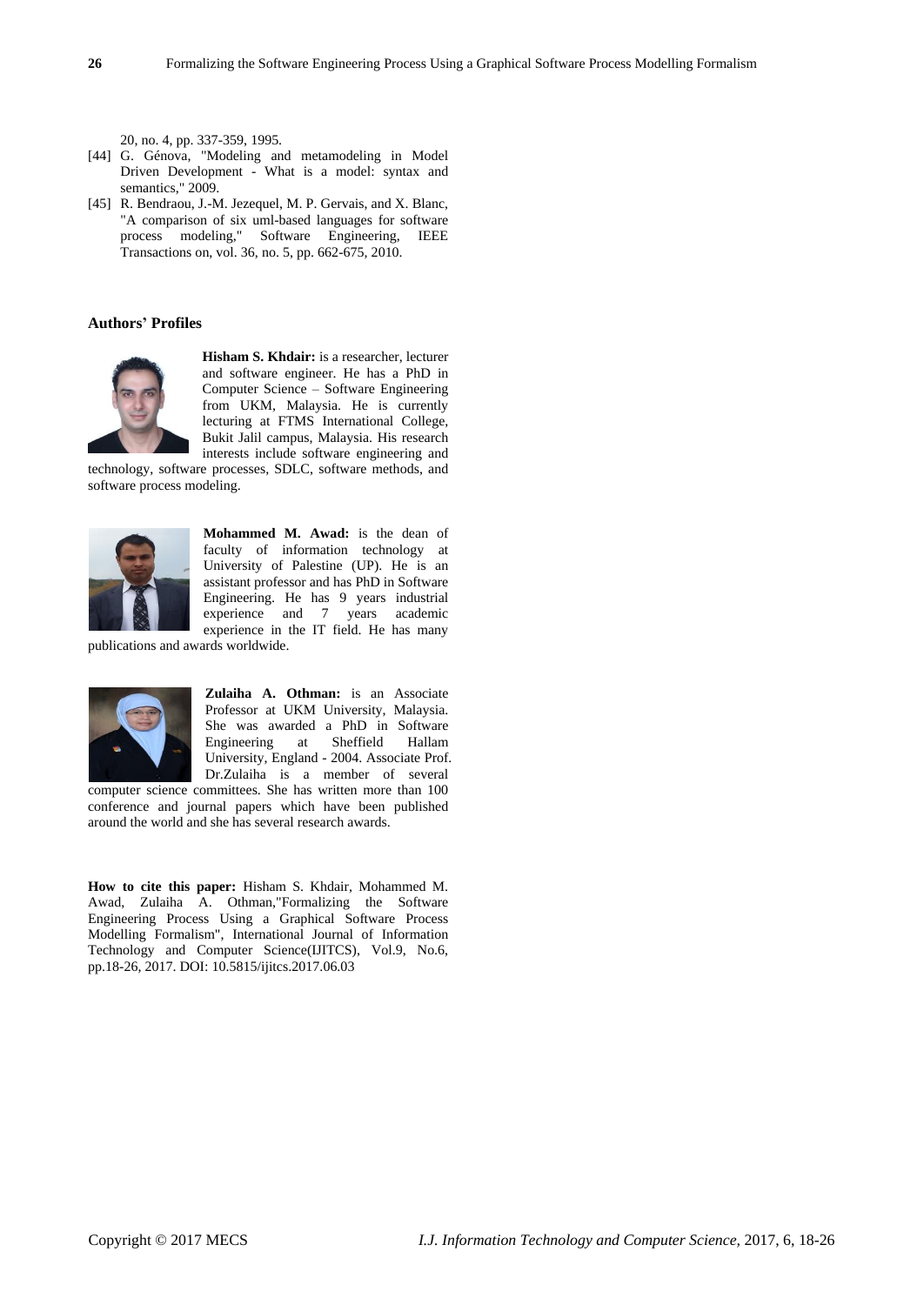20, no. 4, pp. 337-359, 1995.

[44] G. Génova, "Modeling and metamodeling in Model Driven Development - What is a model: syntax and semantics," 2009.

[45] R. Bendraou, J.-M. Jezequel, M. P. Gervais, and X. Blanc, "A comparison of six uml-based languages for software process modeling," Software Engineering, IEEE Transactions on, vol. 36, no. 5, pp. 662-675, 2010.

### Authors' Profiles

**Hisham S. Khdair:** is a researcher, lecturer and software engineer. He has a PhD in Computer Science – Software Engineering from UKM, Malaysia. He is currently lecturing at FTMS International College, Bukit Jalil campus, Malaysia. His research interests include software engineering and technology, software processes, SDLC, software methods, and software process modeling.

**Mohammed M. Awad:** is the dean of faculty of information technology at University of Palestine (UP). He is an assistant professor and has PhD in Software Engineering. He has 9 years industrial experience and 7 years academic experience in the IT field. He has many publications and awards worldwide.

**Zulaiha A. Othman:** is an Associate Professor at UKM University, Malaysia. She was awarded a PhD in Software Engineering at Sheffield Hallam University, England - 2004. Associate Prof. Dr.Zulaiha is a member of several computer science committees. She has written more than 100 conference and journal papers which have been published around the world and she has several research awards.

**How to cite this paper:** Hisham S. Khdair, Mohammed M. Awad, Zulaiha A. Othman,"Formalizing the Software Engineering Process Using a Graphical Software Process Modelling Formalism", International Journal of Information Technology and Computer Science(IJITCS), Vol.9, No.6, pp.18-26, 2017. DOI: 10.5815/ijitcs.2017.06.03